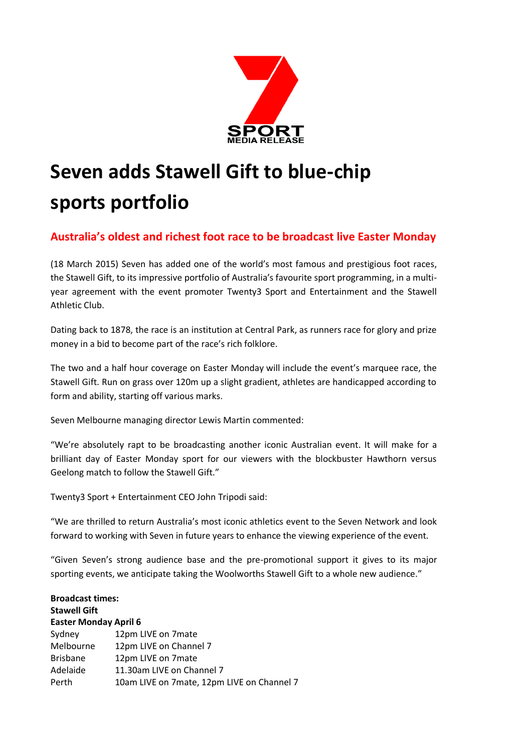SPORT
MEDIA RELEASE

# Seven adds Stawell Gift to blue-chip sports portfolio

## Australia's oldest and richest foot race to be broadcast live Easter Monday

(18 March 2015) Seven has added one of the world's most famous and prestigious foot races, the Stawell Gift, to its impressive portfolio of Australia's favourite sport programming, in a multi-year agreement with the event promoter Twenty3 Sport and Entertainment and the Stawell Athletic Club.

Dating back to 1878, the race is an institution at Central Park, as runners race for glory and prize money in a bid to become part of the race's rich folklore.

The two and a half hour coverage on Easter Monday will include the event's marquee race, the Stawell Gift. Run on grass over 120m up a slight gradient, athletes are handicapped according to form and ability, starting off various marks.

Seven Melbourne managing director Lewis Martin commented:

"We're absolutely rapt to be broadcasting another iconic Australian event. It will make for a brilliant day of Easter Monday sport for our viewers with the blockbuster Hawthorn versus Geelong match to follow the Stawell Gift."

Twenty3 Sport + Entertainment CEO John Tripodi said:

"We are thrilled to return Australia's most iconic athletics event to the Seven Network and look forward to working with Seven in future years to enhance the viewing experience of the event.

"Given Seven's strong audience base and the pre-promotional support it gives to its major sporting events, we anticipate taking the Woolworths Stawell Gift to a whole new audience."

**Broadcast times:**
**Stawell Gift**
**Easter Monday April 6**

| | |
|---|---|
| Sydney | 12pm LIVE on 7mate |
| Melbourne | 12pm LIVE on Channel 7 |
| Brisbane | 12pm LIVE on 7mate |
| Adelaide | 11.30am LIVE on Channel 7 |
| Perth | 10am LIVE on 7mate, 12pm LIVE on Channel 7 |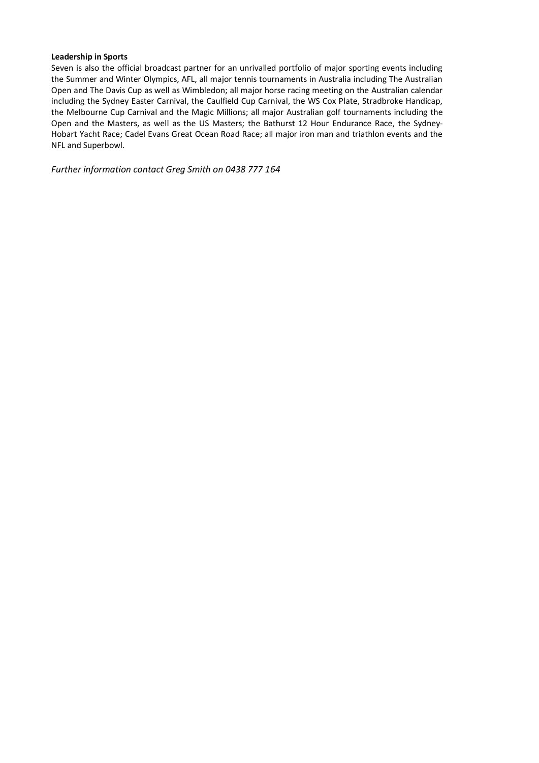**Leadership in Sports**

Seven is also the official broadcast partner for an unrivalled portfolio of major sporting events including the Summer and Winter Olympics, AFL, all major tennis tournaments in Australia including The Australian Open and The Davis Cup as well as Wimbledon; all major horse racing meeting on the Australian calendar including the Sydney Easter Carnival, the Caulfield Cup Carnival, the WS Cox Plate, Stradbroke Handicap, the Melbourne Cup Carnival and the Magic Millions; all major Australian golf tournaments including the Open and the Masters, as well as the US Masters; the Bathurst 12 Hour Endurance Race, the Sydney-Hobart Yacht Race; Cadel Evans Great Ocean Road Race; all major iron man and triathlon events and the NFL and Superbowl.

*Further information contact Greg Smith on 0438 777 164*